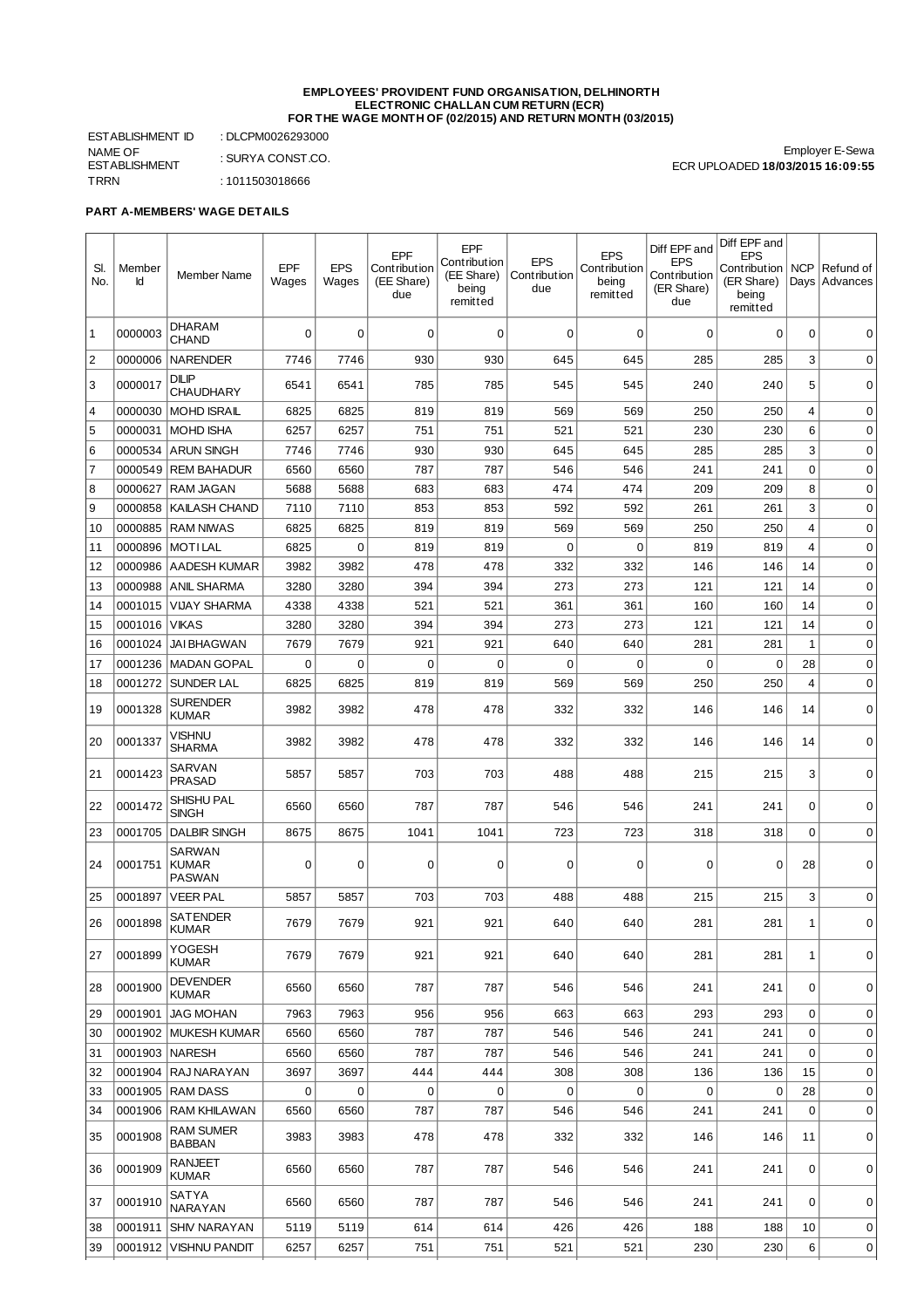**EMPLOYEES' PROVIDENT FUND ORGANISATION, DELHINORTH**
**ELECTRONIC CHALLAN CUM RETURN (ECR)**
**FOR THE WAGE MONTH OF (02/2015) AND RETURN MONTH (03/2015)**

ESTABLISHMENT ID : DLCPM0026293000
NAME OF ESTABLISHMENT : SURYA CONST.CO.
TRRN : 1011503018666

Employer E-Sewa
ECR UPLOADED **18/03/2015 16:09:55**

**PART A-MEMBERS' WAGE DETAILS**

| Sl. No. | Member Id | Member Name | EPF Wages | EPS Wages | EPF Contribution (EE Share) due | EPF Contribution (EE Share) being remitted | EPS Contribution due | EPS Contribution being remitted | Diff EPF and EPS Contribution (ER Share) due | Diff EPF and EPS Contribution (ER Share) being remitted | NCP Days | Refund of Advances |
|---|---|---|---|---|---|---|---|---|---|---|---|---|
| 1 | 0000003 | DHARAM CHAND | 0 | 0 | 0 | 0 | 0 | 0 | 0 | 0 | 0 | 0 |
| 2 | 0000006 | NARENDER | 7746 | 7746 | 930 | 930 | 645 | 645 | 285 | 285 | 3 | 0 |
| 3 | 0000017 | DILIP CHAUDHARY | 6541 | 6541 | 785 | 785 | 545 | 545 | 240 | 240 | 5 | 0 |
| 4 | 0000030 | MOHD ISRAIL | 6825 | 6825 | 819 | 819 | 569 | 569 | 250 | 250 | 4 | 0 |
| 5 | 0000031 | MOHD ISHA | 6257 | 6257 | 751 | 751 | 521 | 521 | 230 | 230 | 6 | 0 |
| 6 | 0000534 | ARUN SINGH | 7746 | 7746 | 930 | 930 | 645 | 645 | 285 | 285 | 3 | 0 |
| 7 | 0000549 | REM BAHADUR | 6560 | 6560 | 787 | 787 | 546 | 546 | 241 | 241 | 0 | 0 |
| 8 | 0000627 | RAM JAGAN | 5688 | 5688 | 683 | 683 | 474 | 474 | 209 | 209 | 8 | 0 |
| 9 | 0000858 | KAILASH CHAND | 7110 | 7110 | 853 | 853 | 592 | 592 | 261 | 261 | 3 | 0 |
| 10 | 0000885 | RAM NIWAS | 6825 | 6825 | 819 | 819 | 569 | 569 | 250 | 250 | 4 | 0 |
| 11 | 0000896 | MOTI LAL | 6825 | 0 | 819 | 819 | 0 | 0 | 819 | 819 | 4 | 0 |
| 12 | 0000986 | AADESH KUMAR | 3982 | 3982 | 478 | 478 | 332 | 332 | 146 | 146 | 14 | 0 |
| 13 | 0000988 | ANIL SHARMA | 3280 | 3280 | 394 | 394 | 273 | 273 | 121 | 121 | 14 | 0 |
| 14 | 0001015 | VIJAY SHARMA | 4338 | 4338 | 521 | 521 | 361 | 361 | 160 | 160 | 14 | 0 |
| 15 | 0001016 | VIKAS | 3280 | 3280 | 394 | 394 | 273 | 273 | 121 | 121 | 14 | 0 |
| 16 | 0001024 | JAI BHAGWAN | 7679 | 7679 | 921 | 921 | 640 | 640 | 281 | 281 | 1 | 0 |
| 17 | 0001236 | MADAN GOPAL | 0 | 0 | 0 | 0 | 0 | 0 | 0 | 0 | 28 | 0 |
| 18 | 0001272 | SUNDER LAL | 6825 | 6825 | 819 | 819 | 569 | 569 | 250 | 250 | 4 | 0 |
| 19 | 0001328 | SURENDER KUMAR | 3982 | 3982 | 478 | 478 | 332 | 332 | 146 | 146 | 14 | 0 |
| 20 | 0001337 | VISHNU SHARMA | 3982 | 3982 | 478 | 478 | 332 | 332 | 146 | 146 | 14 | 0 |
| 21 | 0001423 | SARVAN PRASAD | 5857 | 5857 | 703 | 703 | 488 | 488 | 215 | 215 | 3 | 0 |
| 22 | 0001472 | SHISHU PAL SINGH | 6560 | 6560 | 787 | 787 | 546 | 546 | 241 | 241 | 0 | 0 |
| 23 | 0001705 | DALBIR SINGH | 8675 | 8675 | 1041 | 1041 | 723 | 723 | 318 | 318 | 0 | 0 |
| 24 | 0001751 | SARWAN KUMAR PASWAN | 0 | 0 | 0 | 0 | 0 | 0 | 0 | 0 | 28 | 0 |
| 25 | 0001897 | VEER PAL | 5857 | 5857 | 703 | 703 | 488 | 488 | 215 | 215 | 3 | 0 |
| 26 | 0001898 | SATENDER KUMAR | 7679 | 7679 | 921 | 921 | 640 | 640 | 281 | 281 | 1 | 0 |
| 27 | 0001899 | YOGESH KUMAR | 7679 | 7679 | 921 | 921 | 640 | 640 | 281 | 281 | 1 | 0 |
| 28 | 0001900 | DEVENDER KUMAR | 6560 | 6560 | 787 | 787 | 546 | 546 | 241 | 241 | 0 | 0 |
| 29 | 0001901 | JAG MOHAN | 7963 | 7963 | 956 | 956 | 663 | 663 | 293 | 293 | 0 | 0 |
| 30 | 0001902 | MUKESH KUMAR | 6560 | 6560 | 787 | 787 | 546 | 546 | 241 | 241 | 0 | 0 |
| 31 | 0001903 | NARESH | 6560 | 6560 | 787 | 787 | 546 | 546 | 241 | 241 | 0 | 0 |
| 32 | 0001904 | RAJ NARAYAN | 3697 | 3697 | 444 | 444 | 308 | 308 | 136 | 136 | 15 | 0 |
| 33 | 0001905 | RAM DASS | 0 | 0 | 0 | 0 | 0 | 0 | 0 | 0 | 28 | 0 |
| 34 | 0001906 | RAM KHILAWAN | 6560 | 6560 | 787 | 787 | 546 | 546 | 241 | 241 | 0 | 0 |
| 35 | 0001908 | RAM SUMER BABBAN | 3983 | 3983 | 478 | 478 | 332 | 332 | 146 | 146 | 11 | 0 |
| 36 | 0001909 | RANJEET KUMAR | 6560 | 6560 | 787 | 787 | 546 | 546 | 241 | 241 | 0 | 0 |
| 37 | 0001910 | SATYA NARAYAN | 6560 | 6560 | 787 | 787 | 546 | 546 | 241 | 241 | 0 | 0 |
| 38 | 0001911 | SHIV NARAYAN | 5119 | 5119 | 614 | 614 | 426 | 426 | 188 | 188 | 10 | 0 |
| 39 | 0001912 | VISHNU PANDIT | 6257 | 6257 | 751 | 751 | 521 | 521 | 230 | 230 | 6 | 0 |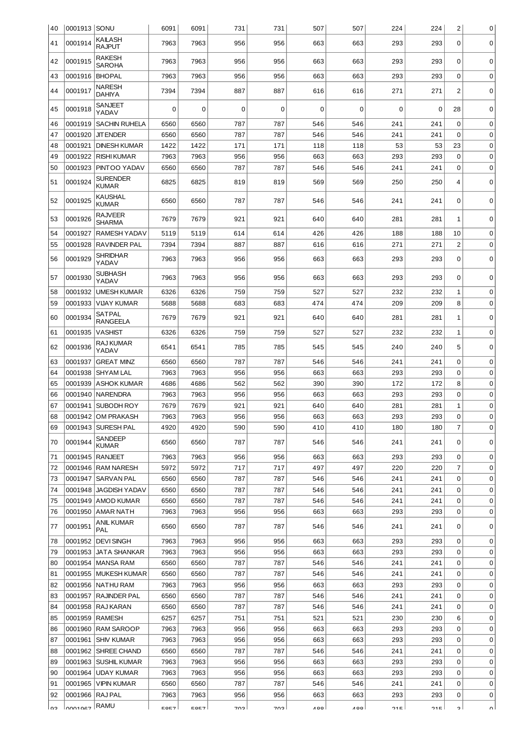| 40 | 0001913 | SONU | 6091 | 6091 | 731 | 731 | 507 | 507 | 224 | 224 | 2 | 0 |
|---|---|---|---|---|---|---|---|---|---|---|---|---|
| 41 | 0001914 | KAILASH RAJPUT | 7963 | 7963 | 956 | 956 | 663 | 663 | 293 | 293 | 0 | 0 |
| 42 | 0001915 | RAKESH SAROHA | 7963 | 7963 | 956 | 956 | 663 | 663 | 293 | 293 | 0 | 0 |
| 43 | 0001916 | BHOPAL | 7963 | 7963 | 956 | 956 | 663 | 663 | 293 | 293 | 0 | 0 |
| 44 | 0001917 | NARESH DAHIYA | 7394 | 7394 | 887 | 887 | 616 | 616 | 271 | 271 | 2 | 0 |
| 45 | 0001918 | SANJEET YADAV | 0 | 0 | 0 | 0 | 0 | 0 | 0 | 0 | 28 | 0 |
| 46 | 0001919 | SACHIN RUHELA | 6560 | 6560 | 787 | 787 | 546 | 546 | 241 | 241 | 0 | 0 |
| 47 | 0001920 | JITENDER | 6560 | 6560 | 787 | 787 | 546 | 546 | 241 | 241 | 0 | 0 |
| 48 | 0001921 | DINESH KUMAR | 1422 | 1422 | 171 | 171 | 118 | 118 | 53 | 53 | 23 | 0 |
| 49 | 0001922 | RISHI KUMAR | 7963 | 7963 | 956 | 956 | 663 | 663 | 293 | 293 | 0 | 0 |
| 50 | 0001923 | PINTOO YADAV | 6560 | 6560 | 787 | 787 | 546 | 546 | 241 | 241 | 0 | 0 |
| 51 | 0001924 | SURENDER KUMAR | 6825 | 6825 | 819 | 819 | 569 | 569 | 250 | 250 | 4 | 0 |
| 52 | 0001925 | KAUSHAL KUMAR | 6560 | 6560 | 787 | 787 | 546 | 546 | 241 | 241 | 0 | 0 |
| 53 | 0001926 | RAJVEER SHARMA | 7679 | 7679 | 921 | 921 | 640 | 640 | 281 | 281 | 1 | 0 |
| 54 | 0001927 | RAMESH YADAV | 5119 | 5119 | 614 | 614 | 426 | 426 | 188 | 188 | 10 | 0 |
| 55 | 0001928 | RAVINDER PAL | 7394 | 7394 | 887 | 887 | 616 | 616 | 271 | 271 | 2 | 0 |
| 56 | 0001929 | SHRIDHAR YADAV | 7963 | 7963 | 956 | 956 | 663 | 663 | 293 | 293 | 0 | 0 |
| 57 | 0001930 | SUBHASH YADAV | 7963 | 7963 | 956 | 956 | 663 | 663 | 293 | 293 | 0 | 0 |
| 58 | 0001932 | UMESH KUMAR | 6326 | 6326 | 759 | 759 | 527 | 527 | 232 | 232 | 1 | 0 |
| 59 | 0001933 | VIJAY KUMAR | 5688 | 5688 | 683 | 683 | 474 | 474 | 209 | 209 | 8 | 0 |
| 60 | 0001934 | SATPAL RANGEELA | 7679 | 7679 | 921 | 921 | 640 | 640 | 281 | 281 | 1 | 0 |
| 61 | 0001935 | VASHIST | 6326 | 6326 | 759 | 759 | 527 | 527 | 232 | 232 | 1 | 0 |
| 62 | 0001936 | RAJ KUMAR YADAV | 6541 | 6541 | 785 | 785 | 545 | 545 | 240 | 240 | 5 | 0 |
| 63 | 0001937 | GREAT MINZ | 6560 | 6560 | 787 | 787 | 546 | 546 | 241 | 241 | 0 | 0 |
| 64 | 0001938 | SHYAM LAL | 7963 | 7963 | 956 | 956 | 663 | 663 | 293 | 293 | 0 | 0 |
| 65 | 0001939 | ASHOK KUMAR | 4686 | 4686 | 562 | 562 | 390 | 390 | 172 | 172 | 8 | 0 |
| 66 | 0001940 | NARENDRA | 7963 | 7963 | 956 | 956 | 663 | 663 | 293 | 293 | 0 | 0 |
| 67 | 0001941 | SUBODH ROY | 7679 | 7679 | 921 | 921 | 640 | 640 | 281 | 281 | 1 | 0 |
| 68 | 0001942 | OM PRAKASH | 7963 | 7963 | 956 | 956 | 663 | 663 | 293 | 293 | 0 | 0 |
| 69 | 0001943 | SURESH PAL | 4920 | 4920 | 590 | 590 | 410 | 410 | 180 | 180 | 7 | 0 |
| 70 | 0001944 | SANDEEP KUMAR | 6560 | 6560 | 787 | 787 | 546 | 546 | 241 | 241 | 0 | 0 |
| 71 | 0001945 | RANJEET | 7963 | 7963 | 956 | 956 | 663 | 663 | 293 | 293 | 0 | 0 |
| 72 | 0001946 | RAM NARESH | 5972 | 5972 | 717 | 717 | 497 | 497 | 220 | 220 | 7 | 0 |
| 73 | 0001947 | SARVAN PAL | 6560 | 6560 | 787 | 787 | 546 | 546 | 241 | 241 | 0 | 0 |
| 74 | 0001948 | JAGDISH YADAV | 6560 | 6560 | 787 | 787 | 546 | 546 | 241 | 241 | 0 | 0 |
| 75 | 0001949 | AMOD KUMAR | 6560 | 6560 | 787 | 787 | 546 | 546 | 241 | 241 | 0 | 0 |
| 76 | 0001950 | AMAR NATH | 7963 | 7963 | 956 | 956 | 663 | 663 | 293 | 293 | 0 | 0 |
| 77 | 0001951 | ANIL KUMAR PAL | 6560 | 6560 | 787 | 787 | 546 | 546 | 241 | 241 | 0 | 0 |
| 78 | 0001952 | DEVI SINGH | 7963 | 7963 | 956 | 956 | 663 | 663 | 293 | 293 | 0 | 0 |
| 79 | 0001953 | JATA SHANKAR | 7963 | 7963 | 956 | 956 | 663 | 663 | 293 | 293 | 0 | 0 |
| 80 | 0001954 | MANSA RAM | 6560 | 6560 | 787 | 787 | 546 | 546 | 241 | 241 | 0 | 0 |
| 81 | 0001955 | MUKESH KUMAR | 6560 | 6560 | 787 | 787 | 546 | 546 | 241 | 241 | 0 | 0 |
| 82 | 0001956 | NATHU RAM | 7963 | 7963 | 956 | 956 | 663 | 663 | 293 | 293 | 0 | 0 |
| 83 | 0001957 | RAJINDER PAL | 6560 | 6560 | 787 | 787 | 546 | 546 | 241 | 241 | 0 | 0 |
| 84 | 0001958 | RAJ KARAN | 6560 | 6560 | 787 | 787 | 546 | 546 | 241 | 241 | 0 | 0 |
| 85 | 0001959 | RAMESH | 6257 | 6257 | 751 | 751 | 521 | 521 | 230 | 230 | 6 | 0 |
| 86 | 0001960 | RAM SAROOP | 7963 | 7963 | 956 | 956 | 663 | 663 | 293 | 293 | 0 | 0 |
| 87 | 0001961 | SHIV KUMAR | 7963 | 7963 | 956 | 956 | 663 | 663 | 293 | 293 | 0 | 0 |
| 88 | 0001962 | SHREE CHAND | 6560 | 6560 | 787 | 787 | 546 | 546 | 241 | 241 | 0 | 0 |
| 89 | 0001963 | SUSHIL KUMAR | 7963 | 7963 | 956 | 956 | 663 | 663 | 293 | 293 | 0 | 0 |
| 90 | 0001964 | UDAY KUMAR | 7963 | 7963 | 956 | 956 | 663 | 663 | 293 | 293 | 0 | 0 |
| 91 | 0001965 | VIPIN KUMAR | 6560 | 6560 | 787 | 787 | 546 | 546 | 241 | 241 | 0 | 0 |
| 92 | 0001966 | RAJ PAL | 7963 | 7963 | 956 | 956 | 663 | 663 | 293 | 293 | 0 | 0 |
| 93 | 0001967 | RAMU | 5857 | 5857 | 703 | 703 | 488 | 488 | 215 | 215 | 3 | 0 |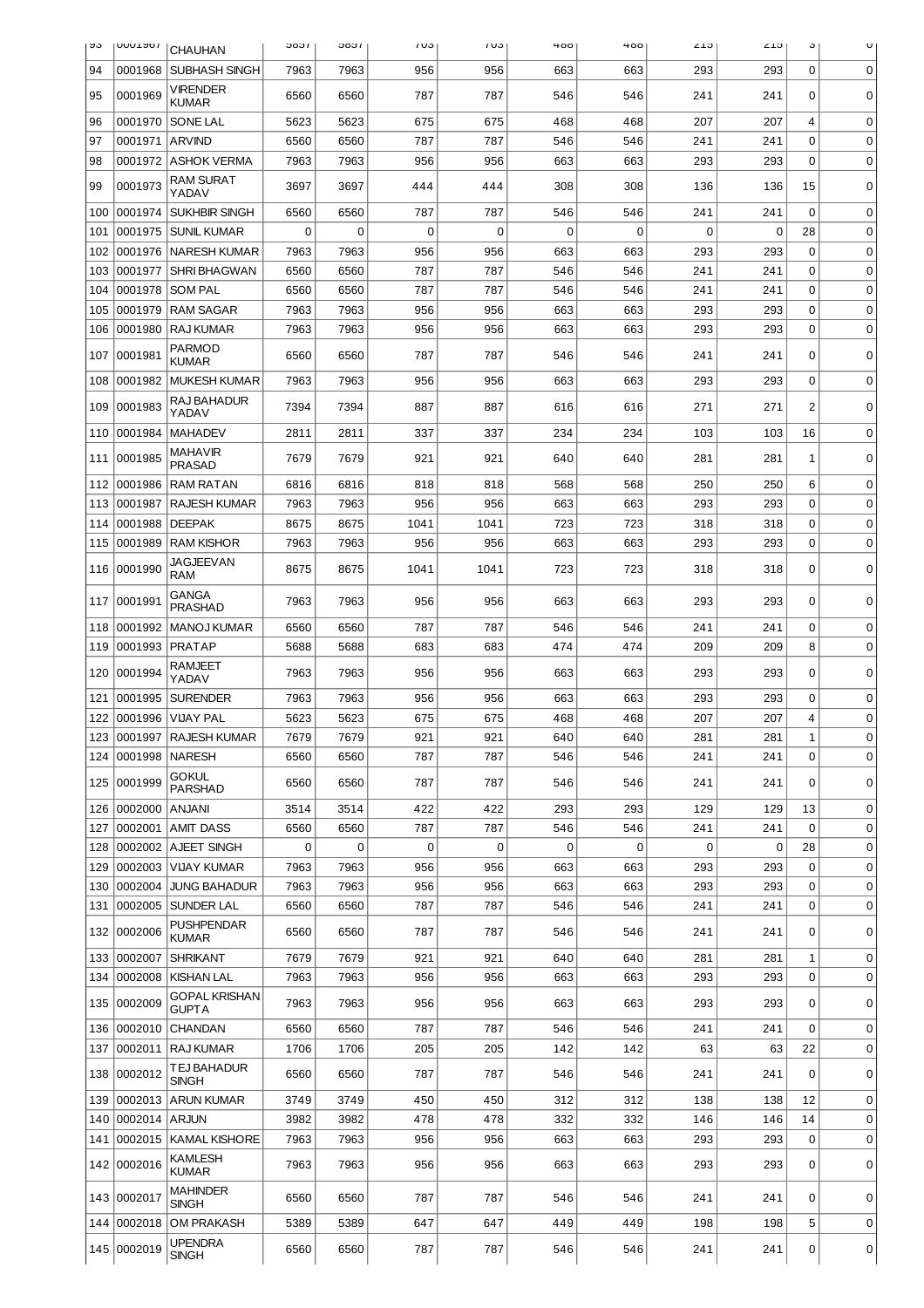| 93 | 0001967 | CHAUHAN | 5857 | 5857 | 703 | 703 | 488 | 488 | 215 | 215 | 3 | 0 |
|---|---|---|---|---|---|---|---|---|---|---|---|---|
| 94 | 0001968 | SUBHASH SINGH | 7963 | 7963 | 956 | 956 | 663 | 663 | 293 | 293 | 0 | 0 |
| 95 | 0001969 | VIRENDER KUMAR | 6560 | 6560 | 787 | 787 | 546 | 546 | 241 | 241 | 0 | 0 |
| 96 | 0001970 | SONE LAL | 5623 | 5623 | 675 | 675 | 468 | 468 | 207 | 207 | 4 | 0 |
| 97 | 0001971 | ARVIND | 6560 | 6560 | 787 | 787 | 546 | 546 | 241 | 241 | 0 | 0 |
| 98 | 0001972 | ASHOK VERMA | 7963 | 7963 | 956 | 956 | 663 | 663 | 293 | 293 | 0 | 0 |
| 99 | 0001973 | RAM SURAT YADAV | 3697 | 3697 | 444 | 444 | 308 | 308 | 136 | 136 | 15 | 0 |
| 100 | 0001974 | SUKHBIR SINGH | 6560 | 6560 | 787 | 787 | 546 | 546 | 241 | 241 | 0 | 0 |
| 101 | 0001975 | SUNIL KUMAR | 0 | 0 | 0 | 0 | 0 | 0 | 0 | 0 | 28 | 0 |
| 102 | 0001976 | NARESH KUMAR | 7963 | 7963 | 956 | 956 | 663 | 663 | 293 | 293 | 0 | 0 |
| 103 | 0001977 | SHRI BHAGWAN | 6560 | 6560 | 787 | 787 | 546 | 546 | 241 | 241 | 0 | 0 |
| 104 | 0001978 | SOM PAL | 6560 | 6560 | 787 | 787 | 546 | 546 | 241 | 241 | 0 | 0 |
| 105 | 0001979 | RAM SAGAR | 7963 | 7963 | 956 | 956 | 663 | 663 | 293 | 293 | 0 | 0 |
| 106 | 0001980 | RAJ KUMAR | 7963 | 7963 | 956 | 956 | 663 | 663 | 293 | 293 | 0 | 0 |
| 107 | 0001981 | PARMOD KUMAR | 6560 | 6560 | 787 | 787 | 546 | 546 | 241 | 241 | 0 | 0 |
| 108 | 0001982 | MUKESH KUMAR | 7963 | 7963 | 956 | 956 | 663 | 663 | 293 | 293 | 0 | 0 |
| 109 | 0001983 | RAJ BAHADUR YADAV | 7394 | 7394 | 887 | 887 | 616 | 616 | 271 | 271 | 2 | 0 |
| 110 | 0001984 | MAHADEV | 2811 | 2811 | 337 | 337 | 234 | 234 | 103 | 103 | 16 | 0 |
| 111 | 0001985 | MAHAVIR PRASAD | 7679 | 7679 | 921 | 921 | 640 | 640 | 281 | 281 | 1 | 0 |
| 112 | 0001986 | RAM RATAN | 6816 | 6816 | 818 | 818 | 568 | 568 | 250 | 250 | 6 | 0 |
| 113 | 0001987 | RAJESH KUMAR | 7963 | 7963 | 956 | 956 | 663 | 663 | 293 | 293 | 0 | 0 |
| 114 | 0001988 | DEEPAK | 8675 | 8675 | 1041 | 1041 | 723 | 723 | 318 | 318 | 0 | 0 |
| 115 | 0001989 | RAM KISHOR | 7963 | 7963 | 956 | 956 | 663 | 663 | 293 | 293 | 0 | 0 |
| 116 | 0001990 | JAGJEEVAN RAM | 8675 | 8675 | 1041 | 1041 | 723 | 723 | 318 | 318 | 0 | 0 |
| 117 | 0001991 | GANGA PRASHAD | 7963 | 7963 | 956 | 956 | 663 | 663 | 293 | 293 | 0 | 0 |
| 118 | 0001992 | MANOJ KUMAR | 6560 | 6560 | 787 | 787 | 546 | 546 | 241 | 241 | 0 | 0 |
| 119 | 0001993 | PRATAP | 5688 | 5688 | 683 | 683 | 474 | 474 | 209 | 209 | 8 | 0 |
| 120 | 0001994 | RAMJEET YADAV | 7963 | 7963 | 956 | 956 | 663 | 663 | 293 | 293 | 0 | 0 |
| 121 | 0001995 | SURENDER | 7963 | 7963 | 956 | 956 | 663 | 663 | 293 | 293 | 0 | 0 |
| 122 | 0001996 | VIJAY PAL | 5623 | 5623 | 675 | 675 | 468 | 468 | 207 | 207 | 4 | 0 |
| 123 | 0001997 | RAJESH KUMAR | 7679 | 7679 | 921 | 921 | 640 | 640 | 281 | 281 | 1 | 0 |
| 124 | 0001998 | NARESH | 6560 | 6560 | 787 | 787 | 546 | 546 | 241 | 241 | 0 | 0 |
| 125 | 0001999 | GOKUL PARSHAD | 6560 | 6560 | 787 | 787 | 546 | 546 | 241 | 241 | 0 | 0 |
| 126 | 0002000 | ANJANI | 3514 | 3514 | 422 | 422 | 293 | 293 | 129 | 129 | 13 | 0 |
| 127 | 0002001 | AMIT DASS | 6560 | 6560 | 787 | 787 | 546 | 546 | 241 | 241 | 0 | 0 |
| 128 | 0002002 | AJEET SINGH | 0 | 0 | 0 | 0 | 0 | 0 | 0 | 0 | 28 | 0 |
| 129 | 0002003 | VIJAY KUMAR | 7963 | 7963 | 956 | 956 | 663 | 663 | 293 | 293 | 0 | 0 |
| 130 | 0002004 | JUNG BAHADUR | 7963 | 7963 | 956 | 956 | 663 | 663 | 293 | 293 | 0 | 0 |
| 131 | 0002005 | SUNDER LAL | 6560 | 6560 | 787 | 787 | 546 | 546 | 241 | 241 | 0 | 0 |
| 132 | 0002006 | PUSHPENDAR KUMAR | 6560 | 6560 | 787 | 787 | 546 | 546 | 241 | 241 | 0 | 0 |
| 133 | 0002007 | SHRIKANT | 7679 | 7679 | 921 | 921 | 640 | 640 | 281 | 281 | 1 | 0 |
| 134 | 0002008 | KISHAN LAL | 7963 | 7963 | 956 | 956 | 663 | 663 | 293 | 293 | 0 | 0 |
| 135 | 0002009 | GOPAL KRISHAN GUPTA | 7963 | 7963 | 956 | 956 | 663 | 663 | 293 | 293 | 0 | 0 |
| 136 | 0002010 | CHANDAN | 6560 | 6560 | 787 | 787 | 546 | 546 | 241 | 241 | 0 | 0 |
| 137 | 0002011 | RAJ KUMAR | 1706 | 1706 | 205 | 205 | 142 | 142 | 63 | 63 | 22 | 0 |
| 138 | 0002012 | TEJ BAHADUR SINGH | 6560 | 6560 | 787 | 787 | 546 | 546 | 241 | 241 | 0 | 0 |
| 139 | 0002013 | ARUN KUMAR | 3749 | 3749 | 450 | 450 | 312 | 312 | 138 | 138 | 12 | 0 |
| 140 | 0002014 | ARJUN | 3982 | 3982 | 478 | 478 | 332 | 332 | 146 | 146 | 14 | 0 |
| 141 | 0002015 | KAMAL KISHORE | 7963 | 7963 | 956 | 956 | 663 | 663 | 293 | 293 | 0 | 0 |
| 142 | 0002016 | KAMLESH KUMAR | 7963 | 7963 | 956 | 956 | 663 | 663 | 293 | 293 | 0 | 0 |
| 143 | 0002017 | MAHINDER SINGH | 6560 | 6560 | 787 | 787 | 546 | 546 | 241 | 241 | 0 | 0 |
| 144 | 0002018 | OM PRAKASH | 5389 | 5389 | 647 | 647 | 449 | 449 | 198 | 198 | 5 | 0 |
| 145 | 0002019 | UPENDRA SINGH | 6560 | 6560 | 787 | 787 | 546 | 546 | 241 | 241 | 0 | 0 |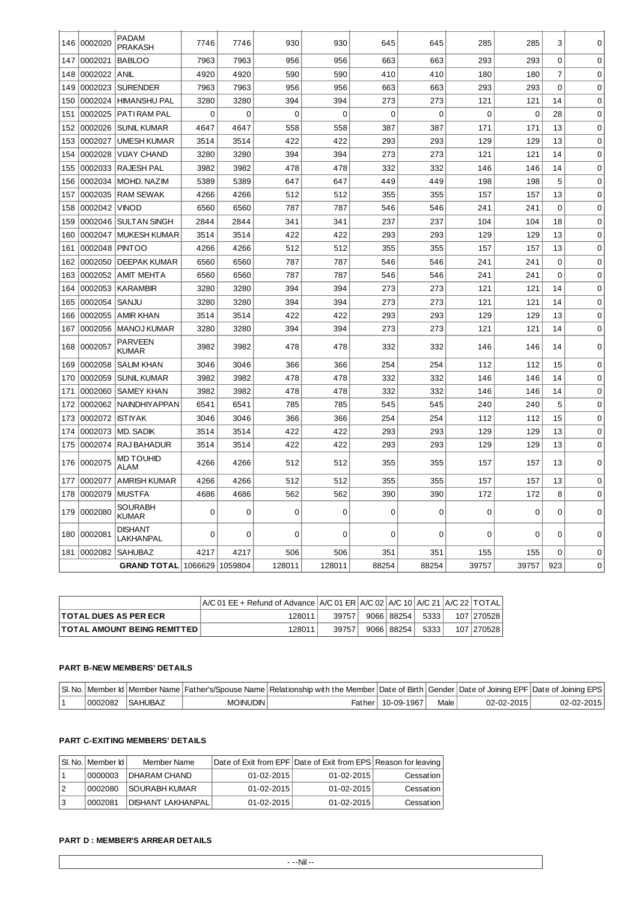| 146 | 0002020 | PADAM PRAKASH | 7746 | 7746 | 930 | 930 | 645 | 645 | 285 | 285 | 3 | 0 |
|---|---|---|---|---|---|---|---|---|---|---|---|---|
| 147 | 0002021 | BABLOO | 7963 | 7963 | 956 | 956 | 663 | 663 | 293 | 293 | 0 | 0 |
| 148 | 0002022 | ANIL | 4920 | 4920 | 590 | 590 | 410 | 410 | 180 | 180 | 7 | 0 |
| 149 | 0002023 | SURENDER | 7963 | 7963 | 956 | 956 | 663 | 663 | 293 | 293 | 0 | 0 |
| 150 | 0002024 | HIMANSHU PAL | 3280 | 3280 | 394 | 394 | 273 | 273 | 121 | 121 | 14 | 0 |
| 151 | 0002025 | PATI RAM PAL | 0 | 0 | 0 | 0 | 0 | 0 | 0 | 0 | 28 | 0 |
| 152 | 0002026 | SUNIL KUMAR | 4647 | 4647 | 558 | 558 | 387 | 387 | 171 | 171 | 13 | 0 |
| 153 | 0002027 | UMESH KUMAR | 3514 | 3514 | 422 | 422 | 293 | 293 | 129 | 129 | 13 | 0 |
| 154 | 0002028 | VIJAY CHAND | 3280 | 3280 | 394 | 394 | 273 | 273 | 121 | 121 | 14 | 0 |
| 155 | 0002033 | RAJESH PAL | 3982 | 3982 | 478 | 478 | 332 | 332 | 146 | 146 | 14 | 0 |
| 156 | 0002034 | MOHD. NAZIM | 5389 | 5389 | 647 | 647 | 449 | 449 | 198 | 198 | 5 | 0 |
| 157 | 0002035 | RAM SEWAK | 4266 | 4266 | 512 | 512 | 355 | 355 | 157 | 157 | 13 | 0 |
| 158 | 0002042 | VINOD | 6560 | 6560 | 787 | 787 | 546 | 546 | 241 | 241 | 0 | 0 |
| 159 | 0002046 | SULTAN SINGH | 2844 | 2844 | 341 | 341 | 237 | 237 | 104 | 104 | 18 | 0 |
| 160 | 0002047 | MUKESH KUMAR | 3514 | 3514 | 422 | 422 | 293 | 293 | 129 | 129 | 13 | 0 |
| 161 | 0002048 | PINTOO | 4266 | 4266 | 512 | 512 | 355 | 355 | 157 | 157 | 13 | 0 |
| 162 | 0002050 | DEEPAK KUMAR | 6560 | 6560 | 787 | 787 | 546 | 546 | 241 | 241 | 0 | 0 |
| 163 | 0002052 | AMIT MEHTA | 6560 | 6560 | 787 | 787 | 546 | 546 | 241 | 241 | 0 | 0 |
| 164 | 0002053 | KARAMBIR | 3280 | 3280 | 394 | 394 | 273 | 273 | 121 | 121 | 14 | 0 |
| 165 | 0002054 | SANJU | 3280 | 3280 | 394 | 394 | 273 | 273 | 121 | 121 | 14 | 0 |
| 166 | 0002055 | AMIR KHAN | 3514 | 3514 | 422 | 422 | 293 | 293 | 129 | 129 | 13 | 0 |
| 167 | 0002056 | MANOJ KUMAR | 3280 | 3280 | 394 | 394 | 273 | 273 | 121 | 121 | 14 | 0 |
| 168 | 0002057 | PARVEEN KUMAR | 3982 | 3982 | 478 | 478 | 332 | 332 | 146 | 146 | 14 | 0 |
| 169 | 0002058 | SALIM KHAN | 3046 | 3046 | 366 | 366 | 254 | 254 | 112 | 112 | 15 | 0 |
| 170 | 0002059 | SUNIL KUMAR | 3982 | 3982 | 478 | 478 | 332 | 332 | 146 | 146 | 14 | 0 |
| 171 | 0002060 | SAMEY KHAN | 3982 | 3982 | 478 | 478 | 332 | 332 | 146 | 146 | 14 | 0 |
| 172 | 0002062 | NAINDHIYAPPAN | 6541 | 6541 | 785 | 785 | 545 | 545 | 240 | 240 | 5 | 0 |
| 173 | 0002072 | ISTIYAK | 3046 | 3046 | 366 | 366 | 254 | 254 | 112 | 112 | 15 | 0 |
| 174 | 0002073 | MD. SADIK | 3514 | 3514 | 422 | 422 | 293 | 293 | 129 | 129 | 13 | 0 |
| 175 | 0002074 | RAJ BAHADUR | 3514 | 3514 | 422 | 422 | 293 | 293 | 129 | 129 | 13 | 0 |
| 176 | 0002075 | MD TOUHID ALAM | 4266 | 4266 | 512 | 512 | 355 | 355 | 157 | 157 | 13 | 0 |
| 177 | 0002077 | AMRISH KUMAR | 4266 | 4266 | 512 | 512 | 355 | 355 | 157 | 157 | 13 | 0 |
| 178 | 0002079 | MUSTFA | 4686 | 4686 | 562 | 562 | 390 | 390 | 172 | 172 | 8 | 0 |
| 179 | 0002080 | SOURABH KUMAR | 0 | 0 | 0 | 0 | 0 | 0 | 0 | 0 | 0 | 0 |
| 180 | 0002081 | DISHANT LAKHANPAL | 0 | 0 | 0 | 0 | 0 | 0 | 0 | 0 | 0 | 0 |
| 181 | 0002082 | SAHUBAZ | 4217 | 4217 | 506 | 506 | 351 | 351 | 155 | 155 | 0 | 0 |
| | | **GRAND TOTAL** | 1066629 | 1059804 | 128011 | 128011 | 88254 | 88254 | 39757 | 39757 | 923 | 0 |

| | A/C 01 EE + Refund of Advance | A/C 01 ER | A/C 02 | A/C 10 | A/C 21 | A/C 22 | TOTAL |
|---|---|---|---|---|---|---|---|
| **TOTAL DUES AS PER ECR** | 128011 | 39757 | 9066 | 88254 | 5333 | 107 | 270528 |
| **TOTAL AMOUNT BEING REMITTED** | 128011 | 39757 | 9066 | 88254 | 5333 | 107 | 270528 |

#### PART B-NEW MEMBERS' DETAILS

| Sl. No. | Member Id | Member Name | Father's/Spouse Name | Relationship with the Member | Date of Birth | Gender | Date of Joining EPF | Date of Joining EPS |
|---|---|---|---|---|---|---|---|---|
| 1 | 0002082 | SAHUBAZ | MOINUDIN | Father | 10-09-1967 | Male | 02-02-2015 | 02-02-2015 |

#### PART C-EXITING MEMBERS' DETAILS

| Sl. No. | Member Id | Member Name | Date of Exit from EPF | Date of Exit from EPS | Reason for leaving |
|---|---|---|---|---|---|
| 1 | 0000003 | DHARAM CHAND | 01-02-2015 | 01-02-2015 | Cessation |
| 2 | 0002080 | SOURABH KUMAR | 01-02-2015 | 01-02-2015 | Cessation |
| 3 | 0002081 | DISHANT LAKHANPAL | 01-02-2015 | 01-02-2015 | Cessation |

#### PART D : MEMBER'S ARREAR DETAILS

- --Nil --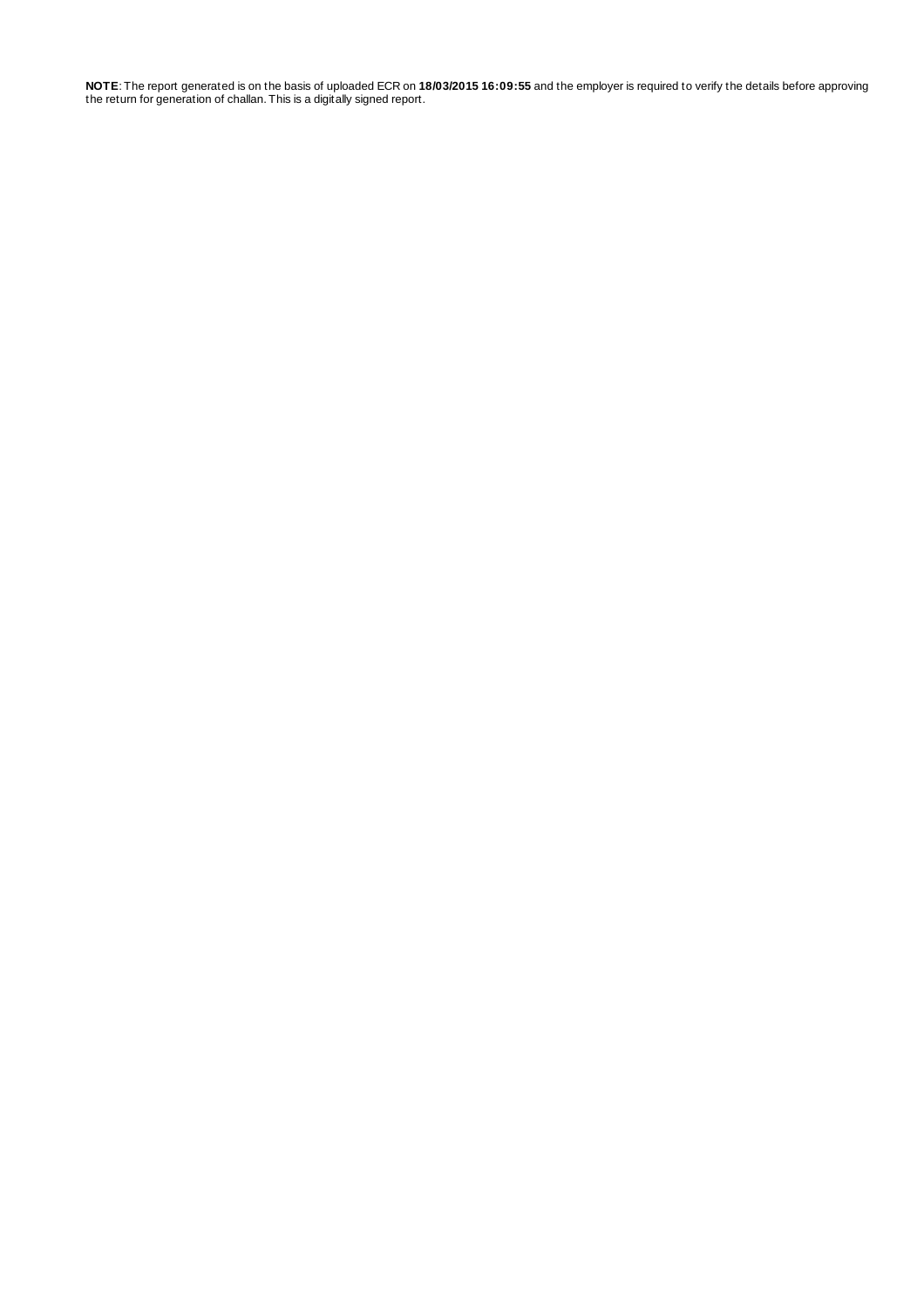**NOTE**: The report generated is on the basis of uploaded ECR on **18/03/2015 16:09:55** and the employer is required to verify the details before approving the return for generation of challan. This is a digitally signed report.